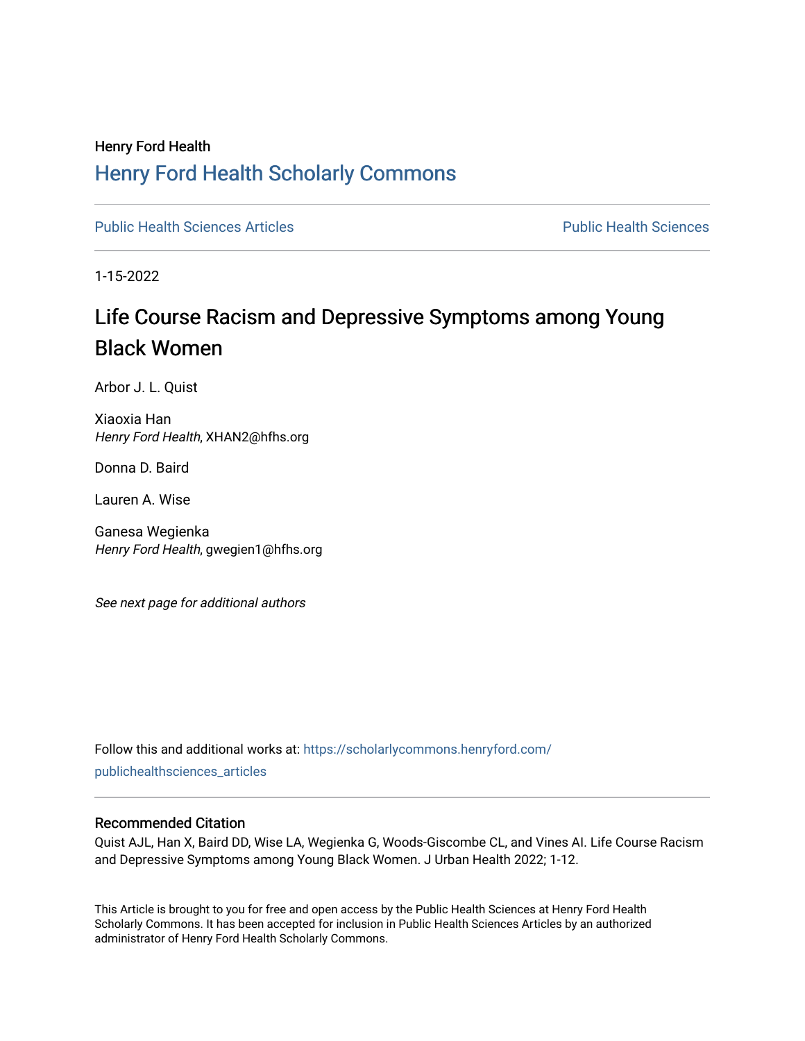Henry Ford Health

# Henry Ford Health Scholarly Commons

Public Health Sciences Articles | Public Health Sciences

1-15-2022

# Life Course Racism and Depressive Symptoms among Young Black Women

Arbor J. L. Quist

Xiaoxia Han
*Henry Ford Health*, XHAN2@hfhs.org

Donna D. Baird

Lauren A. Wise

Ganesa Wegienka
*Henry Ford Health*, gwegien1@hfhs.org

*See next page for additional authors*

Follow this and additional works at: https://scholarlycommons.henryford.com/publichealthsciences_articles

## Recommended Citation

Quist AJL, Han X, Baird DD, Wise LA, Wegienka G, Woods-Giscombe CL, and Vines AI. Life Course Racism and Depressive Symptoms among Young Black Women. J Urban Health 2022; 1-12.

This Article is brought to you for free and open access by the Public Health Sciences at Henry Ford Health Scholarly Commons. It has been accepted for inclusion in Public Health Sciences Articles by an authorized administrator of Henry Ford Health Scholarly Commons.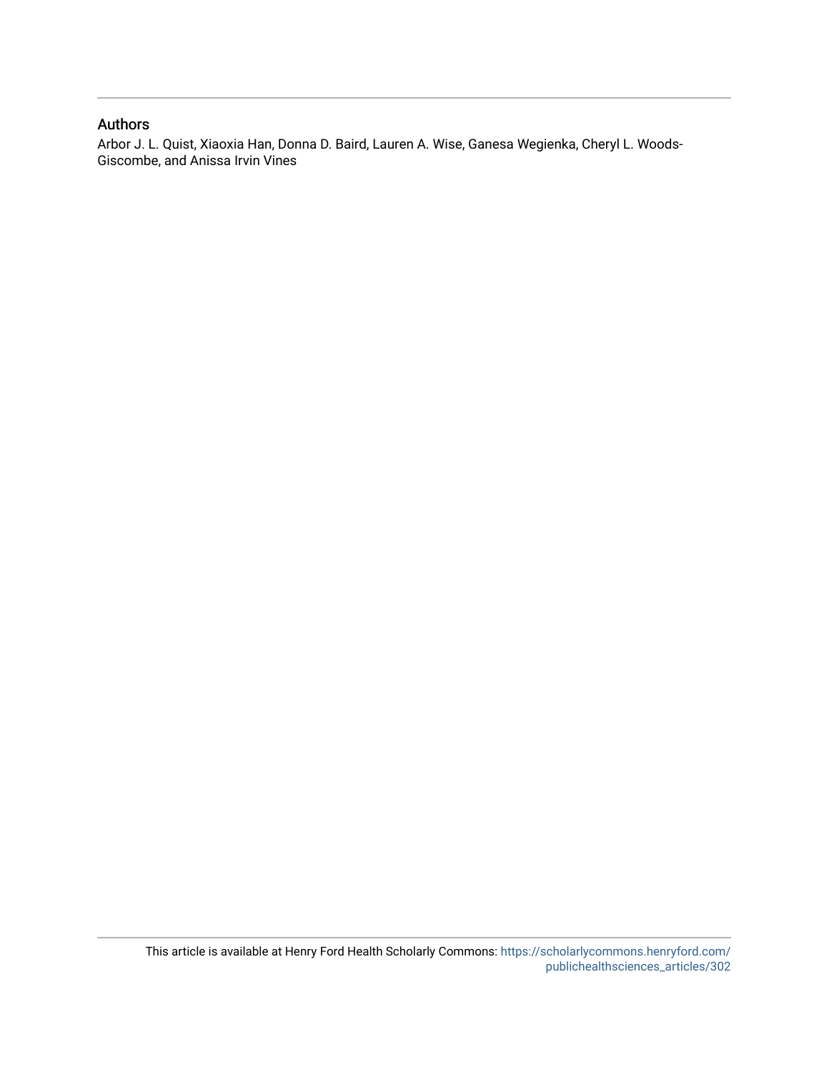## Authors

Arbor J. L. Quist, Xiaoxia Han, Donna D. Baird, Lauren A. Wise, Ganesa Wegienka, Cheryl L. Woods-Giscombe, and Anissa Irvin Vines

This article is available at Henry Ford Health Scholarly Commons: https://scholarlycommons.henryford.com/publichealthsciences_articles/302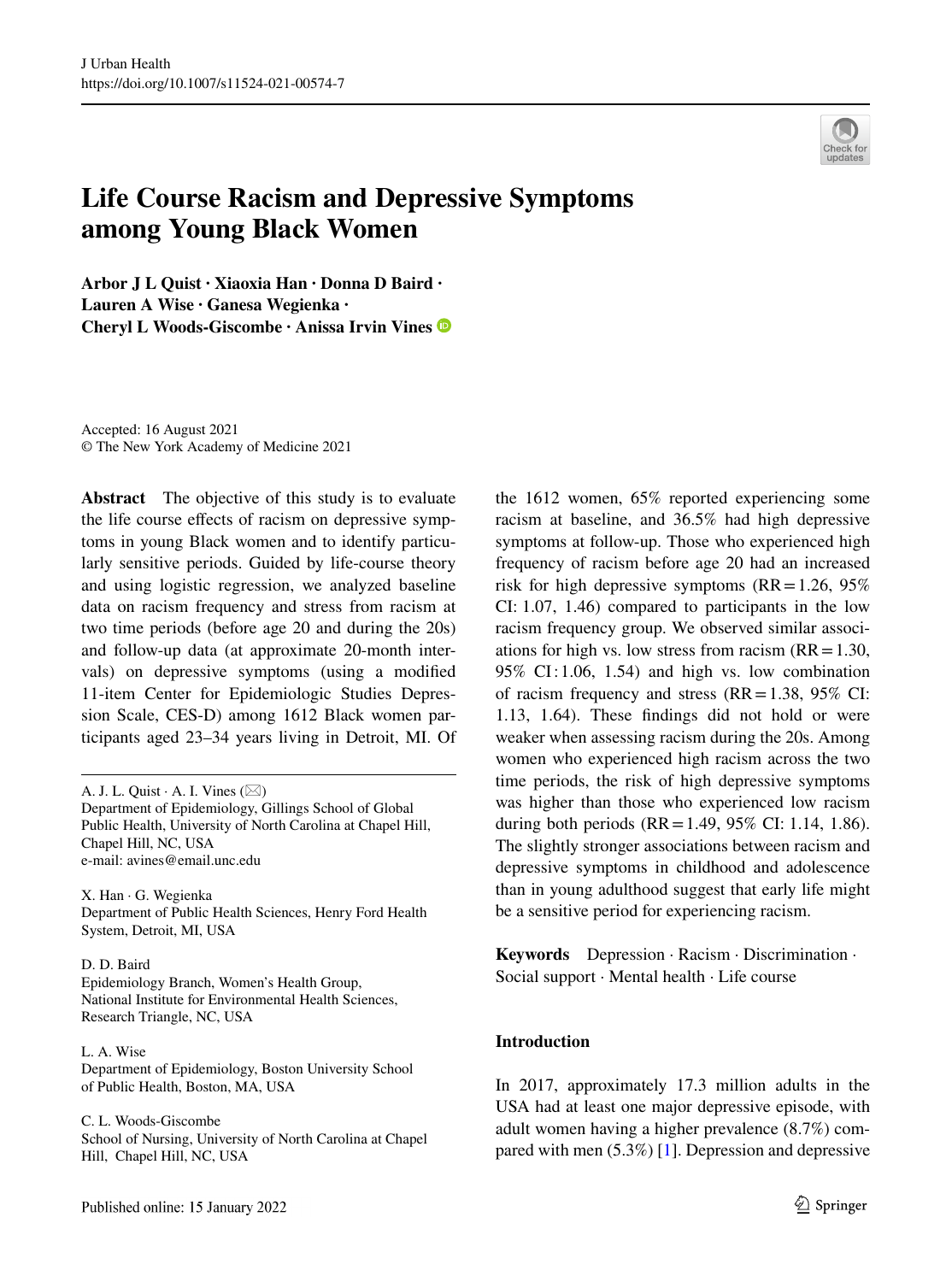# Life Course Racism and Depressive Symptoms among Young Black Women

**Arbor J L Quist · Xiaoxia Han · Donna D Baird · Lauren A Wise · Ganesa Wegienka · Cheryl L Woods-Giscombe · Anissa Irvin Vines**

Accepted: 16 August 2021
© The New York Academy of Medicine 2021

**Abstract** The objective of this study is to evaluate the life course effects of racism on depressive symptoms in young Black women and to identify particularly sensitive periods. Guided by life-course theory and using logistic regression, we analyzed baseline data on racism frequency and stress from racism at two time periods (before age 20 and during the 20s) and follow-up data (at approximate 20-month intervals) on depressive symptoms (using a modified 11-item Center for Epidemiologic Studies Depression Scale, CES-D) among 1612 Black women participants aged 23–34 years living in Detroit, MI. Of the 1612 women, 65% reported experiencing some racism at baseline, and 36.5% had high depressive symptoms at follow-up. Those who experienced high frequency of racism before age 20 had an increased risk for high depressive symptoms (RR = 1.26, 95% CI: 1.07, 1.46) compared to participants in the low racism frequency group. We observed similar associations for high vs. low stress from racism (RR = 1.30, 95% CI: 1.06, 1.54) and high vs. low combination of racism frequency and stress (RR = 1.38, 95% CI: 1.13, 1.64). These findings did not hold or were weaker when assessing racism during the 20s. Among women who experienced high racism across the two time periods, the risk of high depressive symptoms was higher than those who experienced low racism during both periods (RR = 1.49, 95% CI: 1.14, 1.86). The slightly stronger associations between racism and depressive symptoms in childhood and adolescence than in young adulthood suggest that early life might be a sensitive period for experiencing racism.

**Keywords** Depression · Racism · Discrimination · Social support · Mental health · Life course

A. J. L. Quist · A. I. Vines (✉)
Department of Epidemiology, Gillings School of Global Public Health, University of North Carolina at Chapel Hill, Chapel Hill, NC, USA
e-mail: avines@email.unc.edu

X. Han · G. Wegienka
Department of Public Health Sciences, Henry Ford Health System, Detroit, MI, USA

D. D. Baird
Epidemiology Branch, Women's Health Group, National Institute for Environmental Health Sciences, Research Triangle, NC, USA

L. A. Wise
Department of Epidemiology, Boston University School of Public Health, Boston, MA, USA

C. L. Woods-Giscombe
School of Nursing, University of North Carolina at Chapel Hill, Chapel Hill, NC, USA

## Introduction

In 2017, approximately 17.3 million adults in the USA had at least one major depressive episode, with adult women having a higher prevalence (8.7%) compared with men (5.3%) [1]. Depression and depressive

Published online: 15 January 2022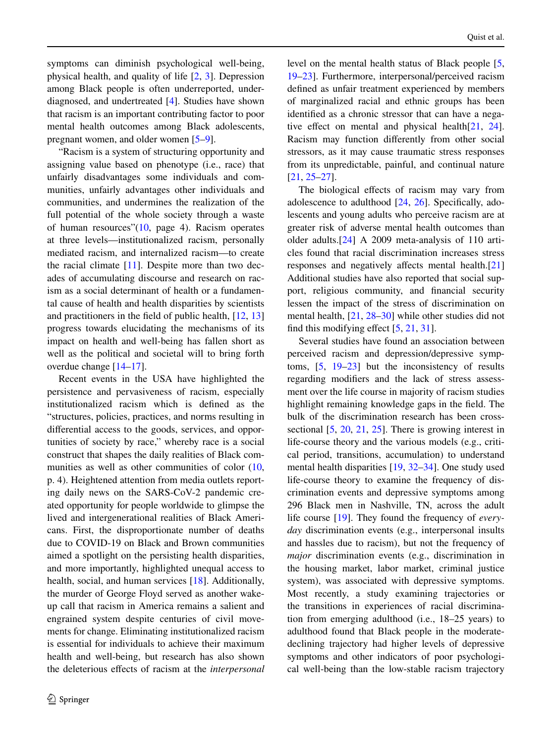symptoms can diminish psychological well-being, physical health, and quality of life [2, 3]. Depression among Black people is often underreported, underdiagnosed, and undertreated [4]. Studies have shown that racism is an important contributing factor to poor mental health outcomes among Black adolescents, pregnant women, and older women [5–9].

"Racism is a system of structuring opportunity and assigning value based on phenotype (i.e., race) that unfairly disadvantages some individuals and communities, unfairly advantages other individuals and communities, and undermines the realization of the full potential of the whole society through a waste of human resources"(10, page 4). Racism operates at three levels—institutionalized racism, personally mediated racism, and internalized racism—to create the racial climate [11]. Despite more than two decades of accumulating discourse and research on racism as a social determinant of health or a fundamental cause of health and health disparities by scientists and practitioners in the field of public health, [12, 13] progress towards elucidating the mechanisms of its impact on health and well-being has fallen short as well as the political and societal will to bring forth overdue change [14–17].

Recent events in the USA have highlighted the persistence and pervasiveness of racism, especially institutionalized racism which is defined as the "structures, policies, practices, and norms resulting in differential access to the goods, services, and opportunities of society by race," whereby race is a social construct that shapes the daily realities of Black communities as well as other communities of color (10, p. 4). Heightened attention from media outlets reporting daily news on the SARS-CoV-2 pandemic created opportunity for people worldwide to glimpse the lived and intergenerational realities of Black Americans. First, the disproportionate number of deaths due to COVID-19 on Black and Brown communities aimed a spotlight on the persisting health disparities, and more importantly, highlighted unequal access to health, social, and human services [18]. Additionally, the murder of George Floyd served as another wake-up call that racism in America remains a salient and engrained system despite centuries of civil movements for change. Eliminating institutionalized racism is essential for individuals to achieve their maximum health and well-being, but research has also shown the deleterious effects of racism at the *interpersonal* level on the mental health status of Black people [5, 19–23]. Furthermore, interpersonal/perceived racism defined as unfair treatment experienced by members of marginalized racial and ethnic groups has been identified as a chronic stressor that can have a negative effect on mental and physical health[21, 24]. Racism may function differently from other social stressors, as it may cause traumatic stress responses from its unpredictable, painful, and continual nature [21, 25–27].

The biological effects of racism may vary from adolescence to adulthood [24, 26]. Specifically, adolescents and young adults who perceive racism are at greater risk of adverse mental health outcomes than older adults.[24] A 2009 meta-analysis of 110 articles found that racial discrimination increases stress responses and negatively affects mental health.[21] Additional studies have also reported that social support, religious community, and financial security lessen the impact of the stress of discrimination on mental health, [21, 28–30] while other studies did not find this modifying effect [5, 21, 31].

Several studies have found an association between perceived racism and depression/depressive symptoms, [5, 19–23] but the inconsistency of results regarding modifiers and the lack of stress assessment over the life course in majority of racism studies highlight remaining knowledge gaps in the field. The bulk of the discrimination research has been cross-sectional [5, 20, 21, 25]. There is growing interest in life-course theory and the various models (e.g., critical period, transitions, accumulation) to understand mental health disparities [19, 32–34]. One study used life-course theory to examine the frequency of discrimination events and depressive symptoms among 296 Black men in Nashville, TN, across the adult life course [19]. They found the frequency of *everyday* discrimination events (e.g., interpersonal insults and hassles due to racism), but not the frequency of *major* discrimination events (e.g., discrimination in the housing market, labor market, criminal justice system), was associated with depressive symptoms. Most recently, a study examining trajectories or the transitions in experiences of racial discrimination from emerging adulthood (i.e., 18–25 years) to adulthood found that Black people in the moderate-declining trajectory had higher levels of depressive symptoms and other indicators of poor psychological well-being than the low-stable racism trajectory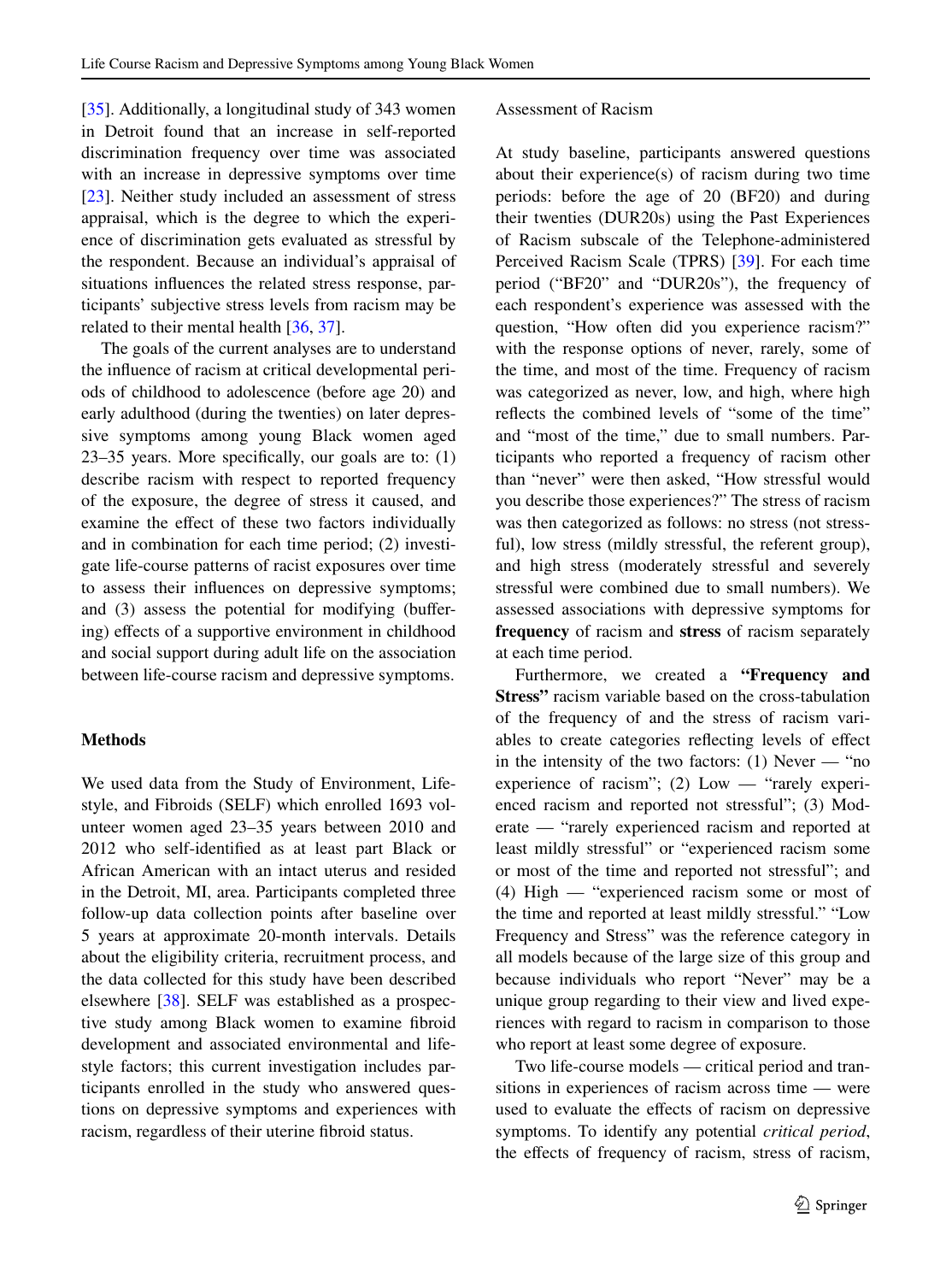[35]. Additionally, a longitudinal study of 343 women in Detroit found that an increase in self-reported discrimination frequency over time was associated with an increase in depressive symptoms over time [23]. Neither study included an assessment of stress appraisal, which is the degree to which the experience of discrimination gets evaluated as stressful by the respondent. Because an individual's appraisal of situations influences the related stress response, participants' subjective stress levels from racism may be related to their mental health [36, 37].

The goals of the current analyses are to understand the influence of racism at critical developmental periods of childhood to adolescence (before age 20) and early adulthood (during the twenties) on later depressive symptoms among young Black women aged 23–35 years. More specifically, our goals are to: (1) describe racism with respect to reported frequency of the exposure, the degree of stress it caused, and examine the effect of these two factors individually and in combination for each time period; (2) investigate life-course patterns of racist exposures over time to assess their influences on depressive symptoms; and (3) assess the potential for modifying (buffering) effects of a supportive environment in childhood and social support during adult life on the association between life-course racism and depressive symptoms.

## Methods

We used data from the Study of Environment, Lifestyle, and Fibroids (SELF) which enrolled 1693 volunteer women aged 23–35 years between 2010 and 2012 who self-identified as at least part Black or African American with an intact uterus and resided in the Detroit, MI, area. Participants completed three follow-up data collection points after baseline over 5 years at approximate 20-month intervals. Details about the eligibility criteria, recruitment process, and the data collected for this study have been described elsewhere [38]. SELF was established as a prospective study among Black women to examine fibroid development and associated environmental and lifestyle factors; this current investigation includes participants enrolled in the study who answered questions on depressive symptoms and experiences with racism, regardless of their uterine fibroid status.

### Assessment of Racism

At study baseline, participants answered questions about their experience(s) of racism during two time periods: before the age of 20 (BF20) and during their twenties (DUR20s) using the Past Experiences of Racism subscale of the Telephone-administered Perceived Racism Scale (TPRS) [39]. For each time period ("BF20" and "DUR20s"), the frequency of each respondent's experience was assessed with the question, "How often did you experience racism?" with the response options of never, rarely, some of the time, and most of the time. Frequency of racism was categorized as never, low, and high, where high reflects the combined levels of "some of the time" and "most of the time," due to small numbers. Participants who reported a frequency of racism other than "never" were then asked, "How stressful would you describe those experiences?" The stress of racism was then categorized as follows: no stress (not stressful), low stress (mildly stressful, the referent group), and high stress (moderately stressful and severely stressful were combined due to small numbers). We assessed associations with depressive symptoms for **frequency** of racism and **stress** of racism separately at each time period.

Furthermore, we created a **"Frequency and Stress"** racism variable based on the cross-tabulation of the frequency of and the stress of racism variables to create categories reflecting levels of effect in the intensity of the two factors: (1) Never — "no experience of racism"; (2) Low — "rarely experienced racism and reported not stressful"; (3) Moderate — "rarely experienced racism and reported at least mildly stressful" or "experienced racism some or most of the time and reported not stressful"; and (4) High — "experienced racism some or most of the time and reported at least mildly stressful." "Low Frequency and Stress" was the reference category in all models because of the large size of this group and because individuals who report "Never" may be a unique group regarding to their view and lived experiences with regard to racism in comparison to those who report at least some degree of exposure.

Two life-course models — critical period and transitions in experiences of racism across time — were used to evaluate the effects of racism on depressive symptoms. To identify any potential *critical period*, the effects of frequency of racism, stress of racism,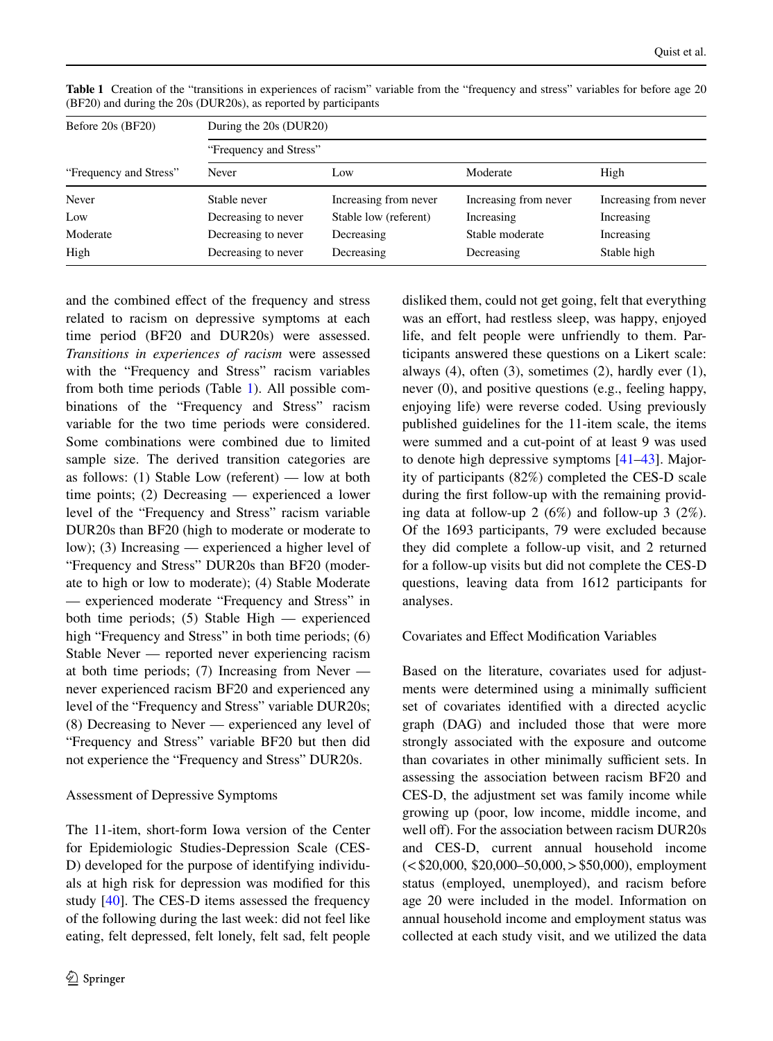**Table 1** Creation of the "transitions in experiences of racism" variable from the "frequency and stress" variables for before age 20 (BF20) and during the 20s (DUR20s), as reported by participants

| Before 20s (BF20) | During the 20s (DUR20) | | | |
|---|---|---|---|---|
| | "Frequency and Stress" | | | |
| "Frequency and Stress" | Never | Low | Moderate | High |
| Never | Stable never | Increasing from never | Increasing from never | Increasing from never |
| Low | Decreasing to never | Stable low (referent) | Increasing | Increasing |
| Moderate | Decreasing to never | Decreasing | Stable moderate | Increasing |
| High | Decreasing to never | Decreasing | Decreasing | Stable high |

and the combined effect of the frequency and stress related to racism on depressive symptoms at each time period (BF20 and DUR20s) were assessed. *Transitions in experiences of racism* were assessed with the "Frequency and Stress" racism variables from both time periods (Table 1). All possible combinations of the "Frequency and Stress" racism variable for the two time periods were considered. Some combinations were combined due to limited sample size. The derived transition categories are as follows: (1) Stable Low (referent) — low at both time points; (2) Decreasing — experienced a lower level of the "Frequency and Stress" racism variable DUR20s than BF20 (high to moderate or moderate to low); (3) Increasing — experienced a higher level of "Frequency and Stress" DUR20s than BF20 (moderate to high or low to moderate); (4) Stable Moderate — experienced moderate "Frequency and Stress" in both time periods; (5) Stable High — experienced high "Frequency and Stress" in both time periods; (6) Stable Never — reported never experiencing racism at both time periods; (7) Increasing from Never — never experienced racism BF20 and experienced any level of the "Frequency and Stress" variable DUR20s; (8) Decreasing to Never — experienced any level of "Frequency and Stress" variable BF20 but then did not experience the "Frequency and Stress" DUR20s.

### Assessment of Depressive Symptoms

The 11-item, short-form Iowa version of the Center for Epidemiologic Studies-Depression Scale (CES-D) developed for the purpose of identifying individuals at high risk for depression was modified for this study [40]. The CES-D items assessed the frequency of the following during the last week: did not feel like eating, felt depressed, felt lonely, felt sad, felt people disliked them, could not get going, felt that everything was an effort, had restless sleep, was happy, enjoyed life, and felt people were unfriendly to them. Participants answered these questions on a Likert scale: always (4), often (3), sometimes (2), hardly ever (1), never (0), and positive questions (e.g., feeling happy, enjoying life) were reverse coded. Using previously published guidelines for the 11-item scale, the items were summed and a cut-point of at least 9 was used to denote high depressive symptoms [41–43]. Majority of participants (82%) completed the CES-D scale during the first follow-up with the remaining providing data at follow-up 2 (6%) and follow-up 3 (2%). Of the 1693 participants, 79 were excluded because they did complete a follow-up visit, and 2 returned for a follow-up visits but did not complete the CES-D questions, leaving data from 1612 participants for analyses.

### Covariates and Effect Modification Variables

Based on the literature, covariates used for adjustments were determined using a minimally sufficient set of covariates identified with a directed acyclic graph (DAG) and included those that were more strongly associated with the exposure and outcome than covariates in other minimally sufficient sets. In assessing the association between racism BF20 and CES-D, the adjustment set was family income while growing up (poor, low income, middle income, and well off). For the association between racism DUR20s and CES-D, current annual household income (< $20,000, $20,000–50,000, > $50,000), employment status (employed, unemployed), and racism before age 20 were included in the model. Information on annual household income and employment status was collected at each study visit, and we utilized the data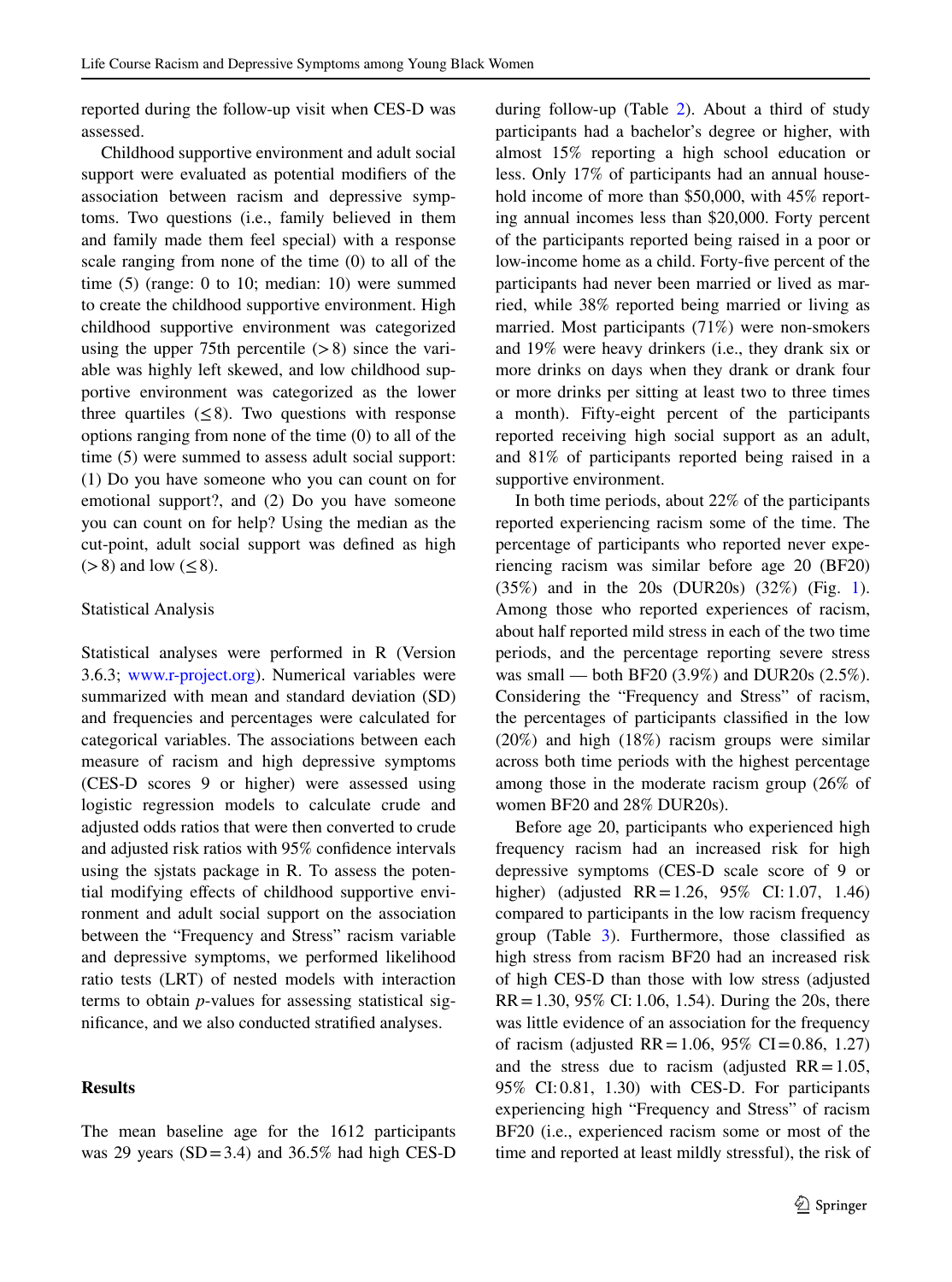reported during the follow-up visit when CES-D was assessed.

Childhood supportive environment and adult social support were evaluated as potential modifiers of the association between racism and depressive symptoms. Two questions (i.e., family believed in them and family made them feel special) with a response scale ranging from none of the time (0) to all of the time (5) (range: 0 to 10; median: 10) were summed to create the childhood supportive environment. High childhood supportive environment was categorized using the upper 75th percentile (> 8) since the variable was highly left skewed, and low childhood supportive environment was categorized as the lower three quartiles (≤ 8). Two questions with response options ranging from none of the time (0) to all of the time (5) were summed to assess adult social support: (1) Do you have someone who you can count on for emotional support?, and (2) Do you have someone you can count on for help? Using the median as the cut-point, adult social support was defined as high (> 8) and low (≤ 8).

### Statistical Analysis

Statistical analyses were performed in R (Version 3.6.3; www.r-project.org). Numerical variables were summarized with mean and standard deviation (SD) and frequencies and percentages were calculated for categorical variables. The associations between each measure of racism and high depressive symptoms (CES-D scores 9 or higher) were assessed using logistic regression models to calculate crude and adjusted odds ratios that were then converted to crude and adjusted risk ratios with 95% confidence intervals using the sjstats package in R. To assess the potential modifying effects of childhood supportive environment and adult social support on the association between the "Frequency and Stress" racism variable and depressive symptoms, we performed likelihood ratio tests (LRT) of nested models with interaction terms to obtain *p*-values for assessing statistical significance, and we also conducted stratified analyses.

## Results

The mean baseline age for the 1612 participants was 29 years (SD = 3.4) and 36.5% had high CES-D during follow-up (Table 2). About a third of study participants had a bachelor's degree or higher, with almost 15% reporting a high school education or less. Only 17% of participants had an annual household income of more than $50,000, with 45% reporting annual incomes less than $20,000. Forty percent of the participants reported being raised in a poor or low-income home as a child. Forty-five percent of the participants had never been married or lived as married, while 38% reported being married or living as married. Most participants (71%) were non-smokers and 19% were heavy drinkers (i.e., they drank six or more drinks on days when they drank or drank four or more drinks per sitting at least two to three times a month). Fifty-eight percent of the participants reported receiving high social support as an adult, and 81% of participants reported being raised in a supportive environment.

In both time periods, about 22% of the participants reported experiencing racism some of the time. The percentage of participants who reported never experiencing racism was similar before age 20 (BF20) (35%) and in the 20s (DUR20s) (32%) (Fig. 1). Among those who reported experiences of racism, about half reported mild stress in each of the two time periods, and the percentage reporting severe stress was small — both BF20 (3.9%) and DUR20s (2.5%). Considering the "Frequency and Stress" of racism, the percentages of participants classified in the low (20%) and high (18%) racism groups were similar across both time periods with the highest percentage among those in the moderate racism group (26% of women BF20 and 28% DUR20s).

Before age 20, participants who experienced high frequency racism had an increased risk for high depressive symptoms (CES-D scale score of 9 or higher) (adjusted RR = 1.26, 95% CI: 1.07, 1.46) compared to participants in the low racism frequency group (Table 3). Furthermore, those classified as high stress from racism BF20 had an increased risk of high CES-D than those with low stress (adjusted RR = 1.30, 95% CI: 1.06, 1.54). During the 20s, there was little evidence of an association for the frequency of racism (adjusted RR = 1.06, 95% CI = 0.86, 1.27) and the stress due to racism (adjusted RR = 1.05, 95% CI: 0.81, 1.30) with CES-D. For participants experiencing high "Frequency and Stress" of racism BF20 (i.e., experienced racism some or most of the time and reported at least mildly stressful), the risk of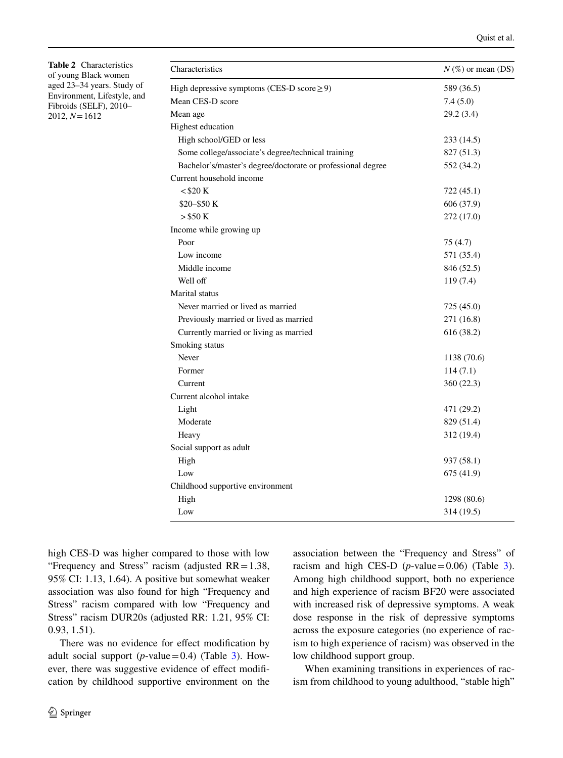**Table 2** Characteristics of young Black women aged 23–34 years. Study of Environment, Lifestyle, and Fibroids (SELF), 2010–2012, $N = 1612$

| Characteristics | *N* (%) or mean (DS) |
|---|---|
| High depressive symptoms (CES-D score ≥ 9) | 589 (36.5) |
| Mean CES-D score | 7.4 (5.0) |
| Mean age | 29.2 (3.4) |
| Highest education | |
| High school/GED or less | 233 (14.5) |
| Some college/associate's degree/technical training | 827 (51.3) |
| Bachelor's/master's degree/doctorate or professional degree | 552 (34.2) |
| Current household income | |
| < $20 K | 722 (45.1) |
| $20–$50 K | 606 (37.9) |
| > $50 K | 272 (17.0) |
| Income while growing up | |
| Poor | 75 (4.7) |
| Low income | 571 (35.4) |
| Middle income | 846 (52.5) |
| Well off | 119 (7.4) |
| Marital status | |
| Never married or lived as married | 725 (45.0) |
| Previously married or lived as married | 271 (16.8) |
| Currently married or living as married | 616 (38.2) |
| Smoking status | |
| Never | 1138 (70.6) |
| Former | 114 (7.1) |
| Current | 360 (22.3) |
| Current alcohol intake | |
| Light | 471 (29.2) |
| Moderate | 829 (51.4) |
| Heavy | 312 (19.4) |
| Social support as adult | |
| High | 937 (58.1) |
| Low | 675 (41.9) |
| Childhood supportive environment | |
| High | 1298 (80.6) |
| Low | 314 (19.5) |

high CES-D was higher compared to those with low "Frequency and Stress" racism (adjusted RR = 1.38, 95% CI: 1.13, 1.64). A positive but somewhat weaker association was also found for high "Frequency and Stress" racism compared with low "Frequency and Stress" racism DUR20s (adjusted RR: 1.21, 95% CI: 0.93, 1.51).

There was no evidence for effect modification by adult social support (*p*-value = 0.4) (Table 3). However, there was suggestive evidence of effect modification by childhood supportive environment on the association between the "Frequency and Stress" of racism and high CES-D (*p*-value = 0.06) (Table 3). Among high childhood support, both no experience and high experience of racism BF20 were associated with increased risk of depressive symptoms. A weak dose response in the risk of depressive symptoms across the exposure categories (no experience of racism to high experience of racism) was observed in the low childhood support group.

When examining transitions in experiences of racism from childhood to young adulthood, "stable high"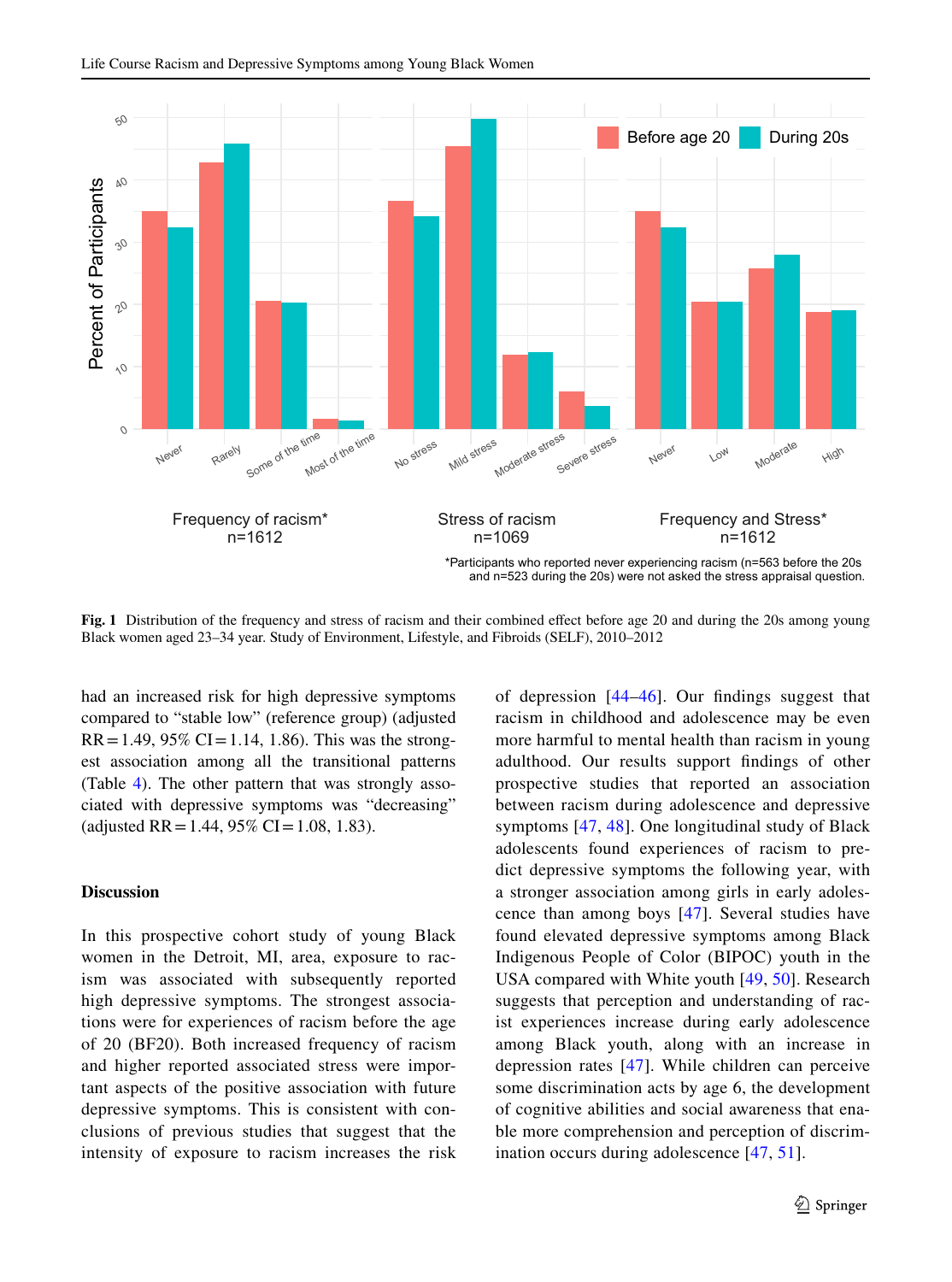Fig. 1 Distribution of the frequency and stress of racism and their combined effect before age 20 and during the 20s among young Black women aged 23–34 year. Study of Environment, Lifestyle, and Fibroids (SELF), 2010–2012

had an increased risk for high depressive symptoms compared to "stable low" (reference group) (adjusted RR = 1.49, 95% CI = 1.14, 1.86). This was the strongest association among all the transitional patterns (Table 4). The other pattern that was strongly associated with depressive symptoms was "decreasing" (adjusted RR = 1.44, 95% CI = 1.08, 1.83).

## Discussion

In this prospective cohort study of young Black women in the Detroit, MI, area, exposure to racism was associated with subsequently reported high depressive symptoms. The strongest associations were for experiences of racism before the age of 20 (BF20). Both increased frequency of racism and higher reported associated stress were important aspects of the positive association with future depressive symptoms. This is consistent with conclusions of previous studies that suggest that the intensity of exposure to racism increases the risk of depression [44–46]. Our findings suggest that racism in childhood and adolescence may be even more harmful to mental health than racism in young adulthood. Our results support findings of other prospective studies that reported an association between racism during adolescence and depressive symptoms [47, 48]. One longitudinal study of Black adolescents found experiences of racism to predict depressive symptoms the following year, with a stronger association among girls in early adolescence than among boys [47]. Several studies have found elevated depressive symptoms among Black Indigenous People of Color (BIPOC) youth in the USA compared with White youth [49, 50]. Research suggests that perception and understanding of racist experiences increase during early adolescence among Black youth, along with an increase in depression rates [47]. While children can perceive some discrimination acts by age 6, the development of cognitive abilities and social awareness that enable more comprehension and perception of discrimination occurs during adolescence [47, 51].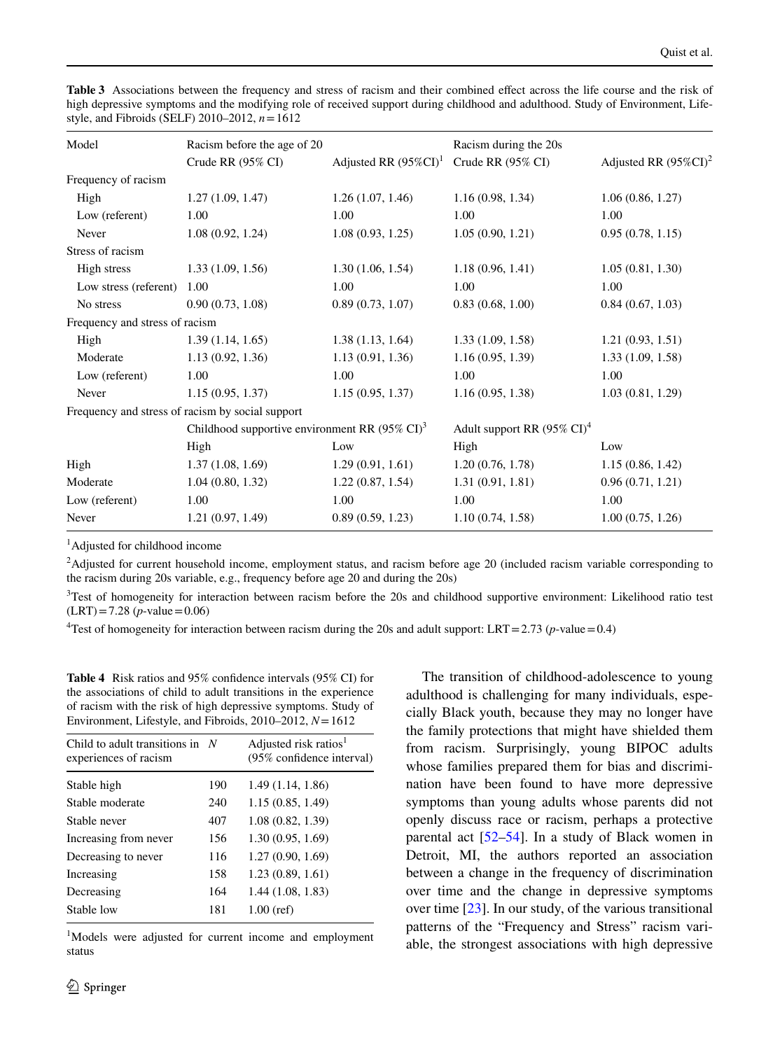**Table 3** Associations between the frequency and stress of racism and their combined effect across the life course and the risk of high depressive symptoms and the modifying role of received support during childhood and adulthood. Study of Environment, Lifestyle, and Fibroids (SELF) 2010–2012, $n = 1612$

| Model | Racism before the age of 20 | | Racism during the 20s | |
|---|---|---|---|---|
| | Crude RR (95% CI) | Adjusted RR (95%CI)[1] | Crude RR (95% CI) | Adjusted RR (95%CI)[2] |
| Frequency of racism | | | | |
| High | 1.27 (1.09, 1.47) | 1.26 (1.07, 1.46) | 1.16 (0.98, 1.34) | 1.06 (0.86, 1.27) |
| Low (referent) | 1.00 | 1.00 | 1.00 | 1.00 |
| Never | 1.08 (0.92, 1.24) | 1.08 (0.93, 1.25) | 1.05 (0.90, 1.21) | 0.95 (0.78, 1.15) |
| Stress of racism | | | | |
| High stress | 1.33 (1.09, 1.56) | 1.30 (1.06, 1.54) | 1.18 (0.96, 1.41) | 1.05 (0.81, 1.30) |
| Low stress (referent) | 1.00 | 1.00 | 1.00 | 1.00 |
| No stress | 0.90 (0.73, 1.08) | 0.89 (0.73, 1.07) | 0.83 (0.68, 1.00) | 0.84 (0.67, 1.03) |
| Frequency and stress of racism | | | | |
| High | 1.39 (1.14, 1.65) | 1.38 (1.13, 1.64) | 1.33 (1.09, 1.58) | 1.21 (0.93, 1.51) |
| Moderate | 1.13 (0.92, 1.36) | 1.13 (0.91, 1.36) | 1.16 (0.95, 1.39) | 1.33 (1.09, 1.58) |
| Low (referent) | 1.00 | 1.00 | 1.00 | 1.00 |
| Never | 1.15 (0.95, 1.37) | 1.15 (0.95, 1.37) | 1.16 (0.95, 1.38) | 1.03 (0.81, 1.29) |
| Frequency and stress of racism by social support | | | | |
| | Childhood supportive environment RR (95% CI)[3] | | Adult support RR (95% CI)[4] | |
| | High | Low | High | Low |
| High | 1.37 (1.08, 1.69) | 1.29 (0.91, 1.61) | 1.20 (0.76, 1.78) | 1.15 (0.86, 1.42) |
| Moderate | 1.04 (0.80, 1.32) | 1.22 (0.87, 1.54) | 1.31 (0.91, 1.81) | 0.96 (0.71, 1.21) |
| Low (referent) | 1.00 | 1.00 | 1.00 | 1.00 |
| Never | 1.21 (0.97, 1.49) | 0.89 (0.59, 1.23) | 1.10 (0.74, 1.58) | 1.00 (0.75, 1.26) |

[1]Adjusted for childhood income

[2]Adjusted for current household income, employment status, and racism before age 20 (included racism variable corresponding to the racism during 20s variable, e.g., frequency before age 20 and during the 20s)

[3]Test of homogeneity for interaction between racism before the 20s and childhood supportive environment: Likelihood ratio test (LRT) = 7.28 ($p$-value = 0.06)

[4]Test of homogeneity for interaction between racism during the 20s and adult support: LRT = 2.73 ($p$-value = 0.4)

**Table 4** Risk ratios and 95% confidence intervals (95% CI) for the associations of child to adult transitions in the experience of racism with the risk of high depressive symptoms. Study of Environment, Lifestyle, and Fibroids, 2010–2012, $N = 1612$

| Child to adult transitions in experiences of racism | N | Adjusted risk ratios[1] (95% confidence interval) |
|---|---|---|
| Stable high | 190 | 1.49 (1.14, 1.86) |
| Stable moderate | 240 | 1.15 (0.85, 1.49) |
| Stable never | 407 | 1.08 (0.82, 1.39) |
| Increasing from never | 156 | 1.30 (0.95, 1.69) |
| Decreasing to never | 116 | 1.27 (0.90, 1.69) |
| Increasing | 158 | 1.23 (0.89, 1.61) |
| Decreasing | 164 | 1.44 (1.08, 1.83) |
| Stable low | 181 | 1.00 (ref) |

[1]Models were adjusted for current income and employment status

The transition of childhood-adolescence to young adulthood is challenging for many individuals, especially Black youth, because they may no longer have the family protections that might have shielded them from racism. Surprisingly, young BIPOC adults whose families prepared them for bias and discrimination have been found to have more depressive symptoms than young adults whose parents did not openly discuss race or racism, perhaps a protective parental act [52–54]. In a study of Black women in Detroit, MI, the authors reported an association between a change in the frequency of discrimination over time and the change in depressive symptoms over time [23]. In our study, of the various transitional patterns of the "Frequency and Stress" racism variable, the strongest associations with high depressive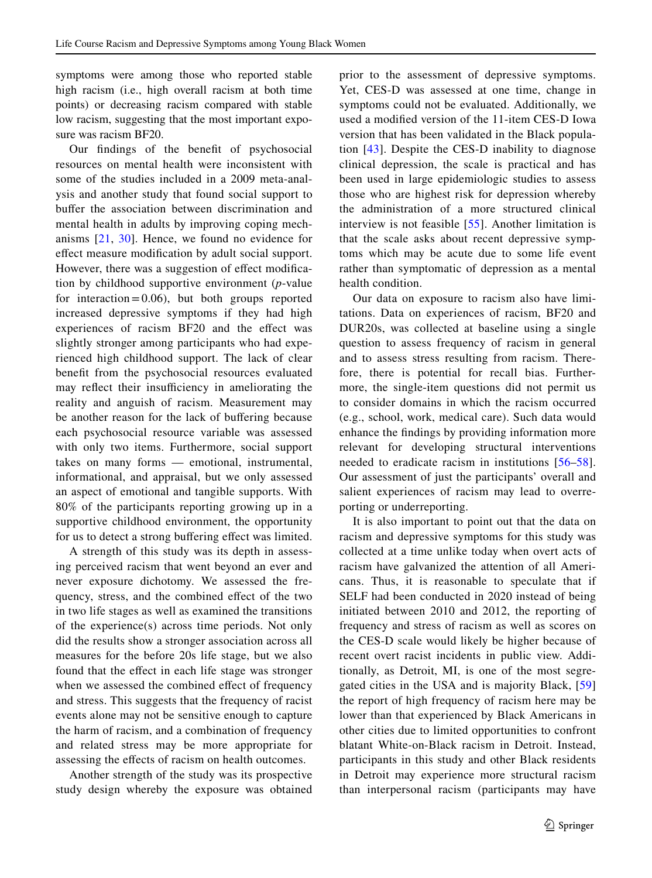symptoms were among those who reported stable high racism (i.e., high overall racism at both time points) or decreasing racism compared with stable low racism, suggesting that the most important exposure was racism BF20.

Our findings of the benefit of psychosocial resources on mental health were inconsistent with some of the studies included in a 2009 meta-analysis and another study that found social support to buffer the association between discrimination and mental health in adults by improving coping mechanisms [21, 30]. Hence, we found no evidence for effect measure modification by adult social support. However, there was a suggestion of effect modification by childhood supportive environment (*p*-value for interaction = 0.06), but both groups reported increased depressive symptoms if they had high experiences of racism BF20 and the effect was slightly stronger among participants who had experienced high childhood support. The lack of clear benefit from the psychosocial resources evaluated may reflect their insufficiency in ameliorating the reality and anguish of racism. Measurement may be another reason for the lack of buffering because each psychosocial resource variable was assessed with only two items. Furthermore, social support takes on many forms — emotional, instrumental, informational, and appraisal, but we only assessed an aspect of emotional and tangible supports. With 80% of the participants reporting growing up in a supportive childhood environment, the opportunity for us to detect a strong buffering effect was limited.

A strength of this study was its depth in assessing perceived racism that went beyond an ever and never exposure dichotomy. We assessed the frequency, stress, and the combined effect of the two in two life stages as well as examined the transitions of the experience(s) across time periods. Not only did the results show a stronger association across all measures for the before 20s life stage, but we also found that the effect in each life stage was stronger when we assessed the combined effect of frequency and stress. This suggests that the frequency of racist events alone may not be sensitive enough to capture the harm of racism, and a combination of frequency and related stress may be more appropriate for assessing the effects of racism on health outcomes.

Another strength of the study was its prospective study design whereby the exposure was obtained prior to the assessment of depressive symptoms. Yet, CES-D was assessed at one time, change in symptoms could not be evaluated. Additionally, we used a modified version of the 11-item CES-D Iowa version that has been validated in the Black population [43]. Despite the CES-D inability to diagnose clinical depression, the scale is practical and has been used in large epidemiologic studies to assess those who are highest risk for depression whereby the administration of a more structured clinical interview is not feasible [55]. Another limitation is that the scale asks about recent depressive symptoms which may be acute due to some life event rather than symptomatic of depression as a mental health condition.

Our data on exposure to racism also have limitations. Data on experiences of racism, BF20 and DUR20s, was collected at baseline using a single question to assess frequency of racism in general and to assess stress resulting from racism. Therefore, there is potential for recall bias. Furthermore, the single-item questions did not permit us to consider domains in which the racism occurred (e.g., school, work, medical care). Such data would enhance the findings by providing information more relevant for developing structural interventions needed to eradicate racism in institutions [56–58]. Our assessment of just the participants' overall and salient experiences of racism may lead to overreporting or underreporting.

It is also important to point out that the data on racism and depressive symptoms for this study was collected at a time unlike today when overt acts of racism have galvanized the attention of all Americans. Thus, it is reasonable to speculate that if SELF had been conducted in 2020 instead of being initiated between 2010 and 2012, the reporting of frequency and stress of racism as well as scores on the CES-D scale would likely be higher because of recent overt racist incidents in public view. Additionally, as Detroit, MI, is one of the most segregated cities in the USA and is majority Black, [59] the report of high frequency of racism here may be lower than that experienced by Black Americans in other cities due to limited opportunities to confront blatant White-on-Black racism in Detroit. Instead, participants in this study and other Black residents in Detroit may experience more structural racism than interpersonal racism (participants may have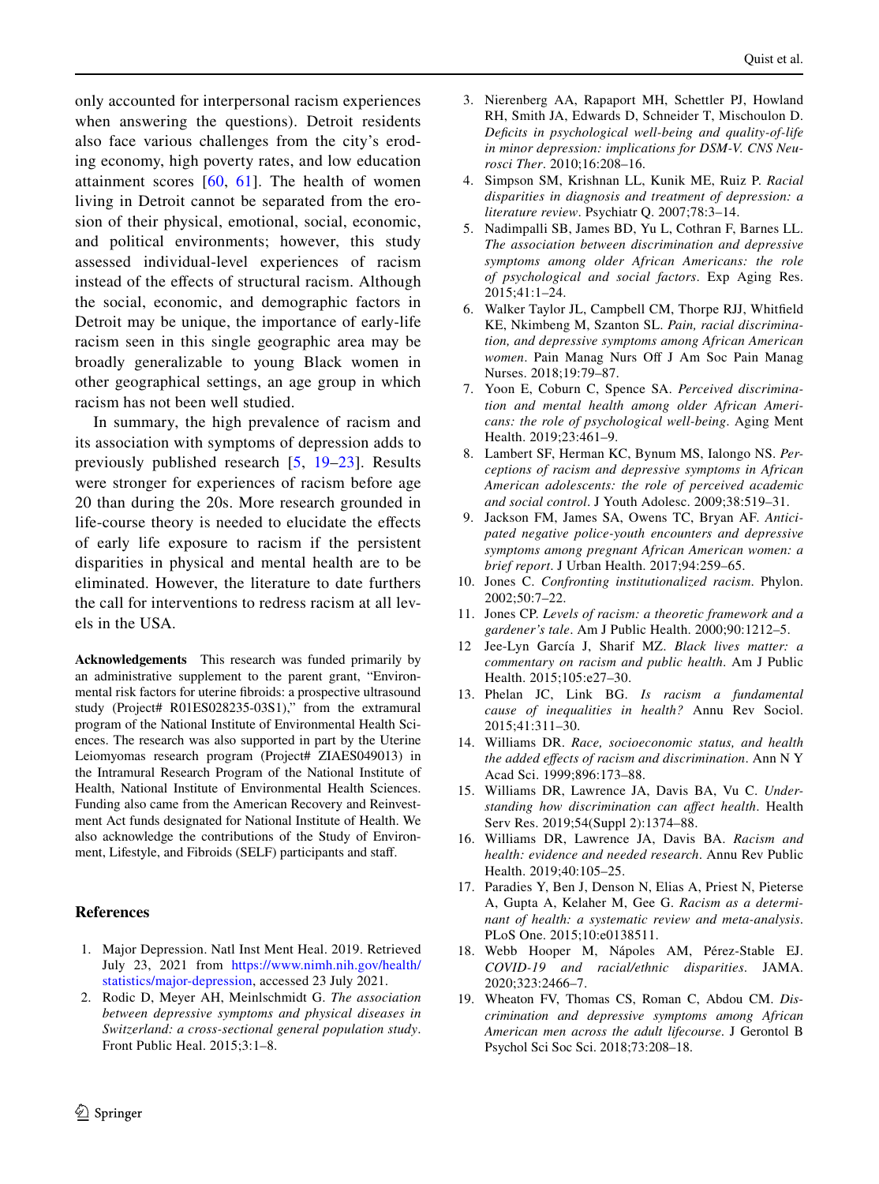only accounted for interpersonal racism experiences when answering the questions). Detroit residents also face various challenges from the city's eroding economy, high poverty rates, and low education attainment scores [60, 61]. The health of women living in Detroit cannot be separated from the erosion of their physical, emotional, social, economic, and political environments; however, this study assessed individual-level experiences of racism instead of the effects of structural racism. Although the social, economic, and demographic factors in Detroit may be unique, the importance of early-life racism seen in this single geographic area may be broadly generalizable to young Black women in other geographical settings, an age group in which racism has not been well studied.

In summary, the high prevalence of racism and its association with symptoms of depression adds to previously published research [5, 19–23]. Results were stronger for experiences of racism before age 20 than during the 20s. More research grounded in life-course theory is needed to elucidate the effects of early life exposure to racism if the persistent disparities in physical and mental health are to be eliminated. However, the literature to date furthers the call for interventions to redress racism at all levels in the USA.

**Acknowledgements** This research was funded primarily by an administrative supplement to the parent grant, "Environmental risk factors for uterine fibroids: a prospective ultrasound study (Project# R01ES028235-03S1)," from the extramural program of the National Institute of Environmental Health Sciences. The research was also supported in part by the Uterine Leiomyomas research program (Project# ZIAES049013) in the Intramural Research Program of the National Institute of Health, National Institute of Environmental Health Sciences. Funding also came from the American Recovery and Reinvestment Act funds designated for National Institute of Health. We also acknowledge the contributions of the Study of Environment, Lifestyle, and Fibroids (SELF) participants and staff.

## References

1. Major Depression. Natl Inst Ment Heal. 2019. Retrieved July 23, 2021 from https://www.nimh.nih.gov/health/statistics/major-depression, accessed 23 July 2021.
2. Rodic D, Meyer AH, Meinlschmidt G. *The association between depressive symptoms and physical diseases in Switzerland: a cross-sectional general population study*. Front Public Heal. 2015;3:1–8.
3. Nierenberg AA, Rapaport MH, Schettler PJ, Howland RH, Smith JA, Edwards D, Schneider T, Mischoulon D. *Deficits in psychological well-being and quality-of-life in minor depression: implications for DSM-V. CNS Neurosci Ther*. 2010;16:208–16.
4. Simpson SM, Krishnan LL, Kunik ME, Ruiz P. *Racial disparities in diagnosis and treatment of depression: a literature review*. Psychiatr Q. 2007;78:3–14.
5. Nadimpalli SB, James BD, Yu L, Cothran F, Barnes LL. *The association between discrimination and depressive symptoms among older African Americans: the role of psychological and social factors*. Exp Aging Res. 2015;41:1–24.
6. Walker Taylor JL, Campbell CM, Thorpe RJJ, Whitfield KE, Nkimbeng M, Szanton SL. *Pain, racial discrimination, and depressive symptoms among African American women*. Pain Manag Nurs Off J Am Soc Pain Manag Nurses. 2018;19:79–87.
7. Yoon E, Coburn C, Spence SA. *Perceived discrimination and mental health among older African Americans: the role of psychological well-being*. Aging Ment Health. 2019;23:461–9.
8. Lambert SF, Herman KC, Bynum MS, Ialongo NS. *Perceptions of racism and depressive symptoms in African American adolescents: the role of perceived academic and social control*. J Youth Adolesc. 2009;38:519–31.
9. Jackson FM, James SA, Owens TC, Bryan AF. *Anticipated negative police-youth encounters and depressive symptoms among pregnant African American women: a brief report*. J Urban Health. 2017;94:259–65.
10. Jones C. *Confronting institutionalized racism*. Phylon. 2002;50:7–22.
11. Jones CP. *Levels of racism: a theoretic framework and a gardener's tale*. Am J Public Health. 2000;90:1212–5.
12. Jee-Lyn García J, Sharif MZ. *Black lives matter: a commentary on racism and public health*. Am J Public Health. 2015;105:e27–30.
13. Phelan JC, Link BG. *Is racism a fundamental cause of inequalities in health?* Annu Rev Sociol. 2015;41:311–30.
14. Williams DR. *Race, socioeconomic status, and health the added effects of racism and discrimination*. Ann N Y Acad Sci. 1999;896:173–88.
15. Williams DR, Lawrence JA, Davis BA, Vu C. *Understanding how discrimination can affect health*. Health Serv Res. 2019;54(Suppl 2):1374–88.
16. Williams DR, Lawrence JA, Davis BA. *Racism and health: evidence and needed research*. Annu Rev Public Health. 2019;40:105–25.
17. Paradies Y, Ben J, Denson N, Elias A, Priest N, Pieterse A, Gupta A, Kelaher M, Gee G. *Racism as a determinant of health: a systematic review and meta-analysis*. PLoS One. 2015;10:e0138511.
18. Webb Hooper M, Nápoles AM, Pérez-Stable EJ. *COVID-19 and racial/ethnic disparities*. JAMA. 2020;323:2466–7.
19. Wheaton FV, Thomas CS, Roman C, Abdou CM. *Discrimination and depressive symptoms among African American men across the adult lifecourse*. J Gerontol B Psychol Sci Soc Sci. 2018;73:208–18.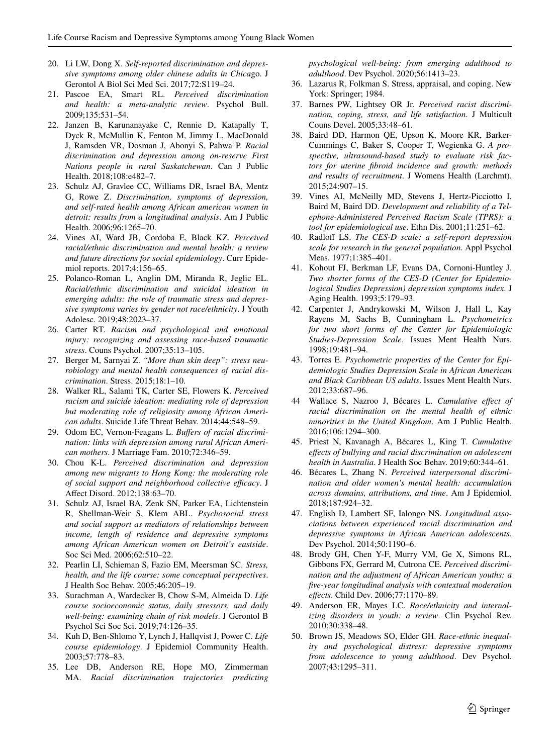20. Li LW, Dong X. *Self-reported discrimination and depressive symptoms among older chinese adults in Chicago*. J Gerontol A Biol Sci Med Sci. 2017;72:S119–24.
21. Pascoe EA, Smart RL. *Perceived discrimination and health: a meta-analytic review*. Psychol Bull. 2009;135:531–54.
22. Janzen B, Karunanayake C, Rennie D, Katapally T, Dyck R, McMullin K, Fenton M, Jimmy L, MacDonald J, Ramsden VR, Dosman J, Abonyi S, Pahwa P. *Racial discrimination and depression among on-reserve First Nations people in rural Saskatchewan*. Can J Public Health. 2018;108:e482–7.
23. Schulz AJ, Gravlee CC, Williams DR, Israel BA, Mentz G, Rowe Z. *Discrimination, symptoms of depression, and self-rated health among African american women in detroit: results from a longitudinal analysis*. Am J Public Health. 2006;96:1265–70.
24. Vines AI, Ward JB, Cordoba E, Black KZ. *Perceived racial/ethnic discrimination and mental health: a review and future directions for social epidemiology*. Curr Epidemiol reports. 2017;4:156–65.
25. Polanco-Roman L, Anglin DM, Miranda R, Jeglic EL. *Racial/ethnic discrimination and suicidal ideation in emerging adults: the role of traumatic stress and depressive symptoms varies by gender not race/ethnicity*. J Youth Adolesc. 2019;48:2023–37.
26. Carter RT. *Racism and psychological and emotional injury: recognizing and assessing race-based traumatic stress*. Couns Psychol. 2007;35:13–105.
27. Berger M, Sarnyai Z. *"More than skin deep": stress neurobiology and mental health consequences of racial discrimination*. Stress. 2015;18:1–10.
28. Walker RL, Salami TK, Carter SE, Flowers K. *Perceived racism and suicide ideation: mediating role of depression but moderating role of religiosity among African American adults*. Suicide Life Threat Behav. 2014;44:548–59.
29. Odom EC, Vernon-Feagans L. *Buffers of racial discrimination: links with depression among rural African American mothers*. J Marriage Fam. 2010;72:346–59.
30. Chou K-L. *Perceived discrimination and depression among new migrants to Hong Kong: the moderating role of social support and neighborhood collective efficacy*. J Affect Disord. 2012;138:63–70.
31. Schulz AJ, Israel BA, Zenk SN, Parker EA, Lichtenstein R, Shellman-Weir S, Klem ABL. *Psychosocial stress and social support as mediators of relationships between income, length of residence and depressive symptoms among African American women on Detroit's eastside*. Soc Sci Med. 2006;62:510–22.
32. Pearlin LI, Schieman S, Fazio EM, Meersman SC. *Stress, health, and the life course: some conceptual perspectives*. J Health Soc Behav. 2005;46:205–19.
33. Surachman A, Wardecker B, Chow S-M, Almeida D. *Life course socioeconomic status, daily stressors, and daily well-being: examining chain of risk models*. J Gerontol B Psychol Sci Soc Sci. 2019;74:126–35.
34. Kuh D, Ben-Shlomo Y, Lynch J, Hallqvist J, Power C. *Life course epidemiology*. J Epidemiol Community Health. 2003;57:778–83.
35. Lee DB, Anderson RE, Hope MO, Zimmerman MA. *Racial discrimination trajectories predicting psychological well-being: from emerging adulthood to adulthood*. Dev Psychol. 2020;56:1413–23.
36. Lazarus R, Folkman S. Stress, appraisal, and coping. New York: Springer; 1984.
37. Barnes PW, Lightsey OR Jr. *Perceived racist discrimination, coping, stress, and life satisfaction*. J Multicult Couns Devel. 2005;33:48–61.
38. Baird DD, Harmon QE, Upson K, Moore KR, Barker-Cummings C, Baker S, Cooper T, Wegienka G. *A prospective, ultrasound-based study to evaluate risk factors for uterine fibroid incidence and growth: methods and results of recruitment*. J Womens Health (Larchmt). 2015;24:907–15.
39. Vines AI, McNeilly MD, Stevens J, Hertz-Picciotto I, Baird M, Baird DD. *Development and reliability of a Telephone-Administered Perceived Racism Scale (TPRS): a tool for epidemiological use*. Ethn Dis. 2001;11:251–62.
40. Radloff LS. *The CES-D scale: a self-report depression scale for research in the general population*. Appl Psychol Meas. 1977;1:385–401.
41. Kohout FJ, Berkman LF, Evans DA, Cornoni-Huntley J. *Two shorter forms of the CES-D (Center for Epidemiological Studies Depression) depression symptoms index*. J Aging Health. 1993;5:179–93.
42. Carpenter J, Andrykowski M, Wilson J, Hall L, Kay Rayens M, Sachs B, Cunningham L. *Psychometrics for two short forms of the Center for Epidemiologic Studies-Depression Scale*. Issues Ment Health Nurs. 1998;19:481–94.
43. Torres E. *Psychometric properties of the Center for Epidemiologic Studies Depression Scale in African American and Black Caribbean US adults*. Issues Ment Health Nurs. 2012;33:687–96.
44. Wallace S, Nazroo J, Bécares L. *Cumulative effect of racial discrimination on the mental health of ethnic minorities in the United Kingdom*. Am J Public Health. 2016;106:1294–300.
45. Priest N, Kavanagh A, Bécares L, King T. *Cumulative effects of bullying and racial discrimination on adolescent health in Australia*. J Health Soc Behav. 2019;60:344–61.
46. Bécares L, Zhang N. *Perceived interpersonal discrimination and older women's mental health: accumulation across domains, attributions, and time*. Am J Epidemiol. 2018;187:924–32.
47. English D, Lambert SF, Ialongo NS. *Longitudinal associations between experienced racial discrimination and depressive symptoms in African American adolescents*. Dev Psychol. 2014;50:1190–6.
48. Brody GH, Chen Y-F, Murry VM, Ge X, Simons RL, Gibbons FX, Gerrard M, Cutrona CE. *Perceived discrimination and the adjustment of African American youths: a five-year longitudinal analysis with contextual moderation effects*. Child Dev. 2006;77:1170–89.
49. Anderson ER, Mayes LC. *Race/ethnicity and internalizing disorders in youth: a review*. Clin Psychol Rev. 2010;30:338–48.
50. Brown JS, Meadows SO, Elder GH. *Race-ethnic inequality and psychological distress: depressive symptoms from adolescence to young adulthood*. Dev Psychol. 2007;43:1295–311.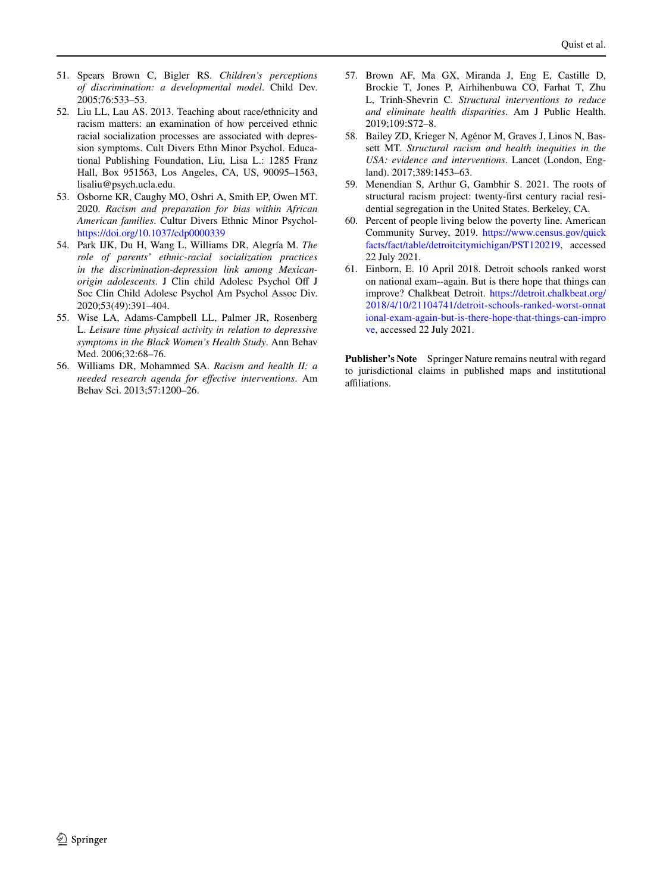51. Spears Brown C, Bigler RS. *Children's perceptions of discrimination: a developmental model*. Child Dev. 2005;76:533–53.
52. Liu LL, Lau AS. 2013. Teaching about race/ethnicity and racism matters: an examination of how perceived ethnic racial socialization processes are associated with depression symptoms. Cult Divers Ethn Minor Psychol. Educational Publishing Foundation, Liu, Lisa L.: 1285 Franz Hall, Box 951563, Los Angeles, CA, US, 90095–1563, lisaliu@psych.ucla.edu.
53. Osborne KR, Caughy MO, Oshri A, Smith EP, Owen MT. 2020. *Racism and preparation for bias within African American families*. Cultur Divers Ethnic Minor Psychol-https://doi.org/10.1037/cdp0000339
54. Park IJK, Du H, Wang L, Williams DR, Alegría M. *The role of parents' ethnic-racial socialization practices in the discrimination-depression link among Mexican-origin adolescents*. J Clin child Adolesc Psychol Off J Soc Clin Child Adolesc Psychol Am Psychol Assoc Div. 2020;53(49):391–404.
55. Wise LA, Adams-Campbell LL, Palmer JR, Rosenberg L. *Leisure time physical activity in relation to depressive symptoms in the Black Women's Health Study*. Ann Behav Med. 2006;32:68–76.
56. Williams DR, Mohammed SA. *Racism and health II: a needed research agenda for effective interventions*. Am Behav Sci. 2013;57:1200–26.
57. Brown AF, Ma GX, Miranda J, Eng E, Castille D, Brockie T, Jones P, Airhihenbuwa CO, Farhat T, Zhu L, Trinh-Shevrin C. *Structural interventions to reduce and eliminate health disparities*. Am J Public Health. 2019;109:S72–8.
58. Bailey ZD, Krieger N, Agénor M, Graves J, Linos N, Bassett MT. *Structural racism and health inequities in the USA: evidence and interventions*. Lancet (London, England). 2017;389:1453–63.
59. Menendian S, Arthur G, Gambhir S. 2021. The roots of structural racism project: twenty-first century racial residential segregation in the United States. Berkeley, CA.
60. Percent of people living below the poverty line. American Community Survey, 2019. https://www.census.gov/quickfacts/fact/table/detroitcitymichigan/PST120219, accessed 22 July 2021.
61. Einborn, E. 10 April 2018. Detroit schools ranked worst on national exam--again. But is there hope that things can improve? Chalkbeat Detroit. https://detroit.chalkbeat.org/2018/4/10/21104741/detroit-schools-ranked-worst-onnational-exam-again-but-is-there-hope-that-things-can-improve, accessed 22 July 2021.

**Publisher's Note** Springer Nature remains neutral with regard to jurisdictional claims in published maps and institutional affiliations.